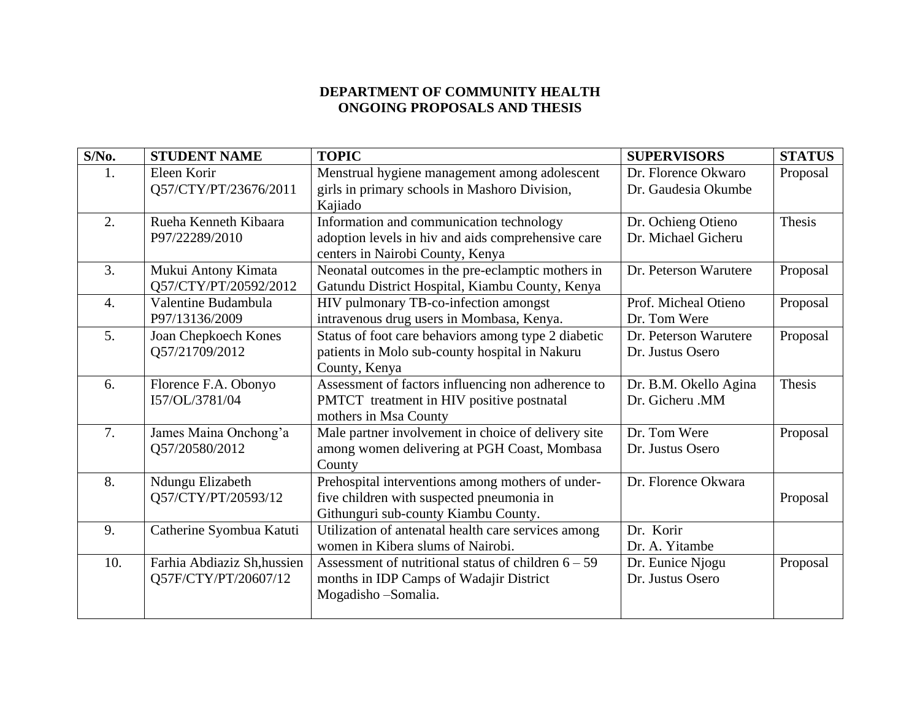**DEPARTMENT OF COMMUNITY HEALTH**
**ONGOING PROPOSALS AND THESIS**

| S/No. | STUDENT NAME | TOPIC | SUPERVISORS | STATUS |
|---|---|---|---|---|
| 1. | Eleen Korir Q57/CTY/PT/23676/2011 | Menstrual hygiene management among adolescent girls in primary schools in Mashoro Division, Kajiado | Dr. Florence Okwaro Dr. Gaudesia Okumbe | Proposal |
| 2. | Rueha Kenneth Kibaara P97/22289/2010 | Information and communication technology adoption levels in hiv and aids comprehensive care centers in Nairobi County, Kenya | Dr. Ochieng Otieno Dr. Michael Gicheru | Thesis |
| 3. | Mukui Antony Kimata Q57/CTY/PT/20592/2012 | Neonatal outcomes in the pre-eclamptic mothers in Gatundu District Hospital, Kiambu County, Kenya | Dr. Peterson Warutere | Proposal |
| 4. | Valentine Budambula P97/13136/2009 | HIV pulmonary TB-co-infection amongst intravenous drug users in Mombasa, Kenya. | Prof. Micheal Otieno Dr. Tom Were | Proposal |
| 5. | Joan Chepkoech Kones Q57/21709/2012 | Status of foot care behaviors among type 2 diabetic patients in Molo sub-county hospital in Nakuru County, Kenya | Dr. Peterson Warutere Dr. Justus Osero | Proposal |
| 6. | Florence F.A. Obonyo I57/OL/3781/04 | Assessment of factors influencing non adherence to PMTCT treatment in HIV positive postnatal mothers in Msa County | Dr. B.M. Okello Agina Dr. Gicheru .MM | Thesis |
| 7. | James Maina Onchong'a Q57/20580/2012 | Male partner involvement in choice of delivery site among women delivering at PGH Coast, Mombasa County | Dr. Tom Were Dr. Justus Osero | Proposal |
| 8. | Ndungu Elizabeth Q57/CTY/PT/20593/12 | Prehospital interventions among mothers of under-five children with suspected pneumonia in Githunguri sub-county Kiambu County. | Dr. Florence Okwara | Proposal |
| 9. | Catherine Syombua Katuti | Utilization of antenatal health care services among women in Kibera slums of Nairobi. | Dr. Korir Dr. A. Yitambe | |
| 10. | Farhia Abdiaziz Sh,hussien Q57F/CTY/PT/20607/12 | Assessment of nutritional status of children 6 – 59 months in IDP Camps of Wadajir District Mogadisho –Somalia. | Dr. Eunice Njogu Dr. Justus Osero | Proposal |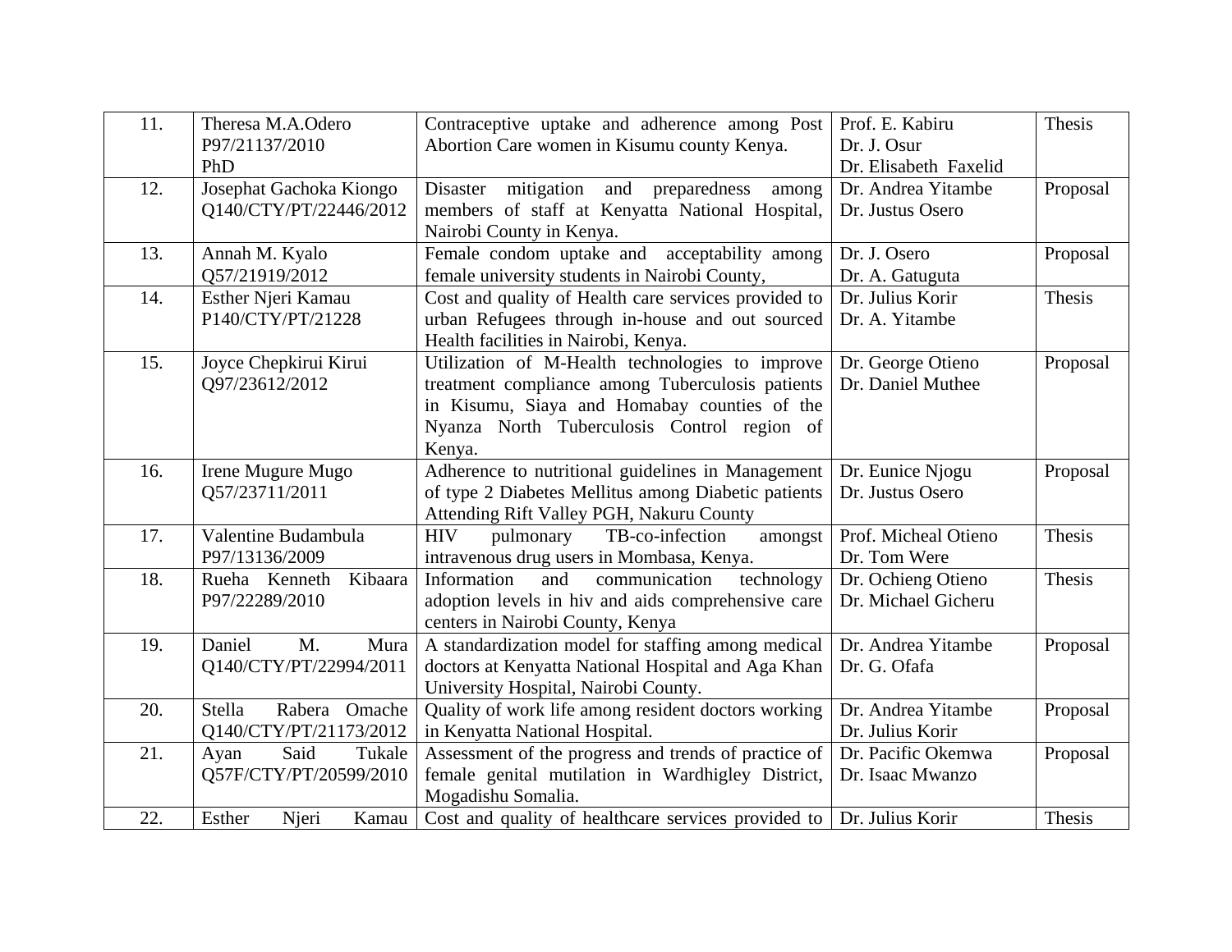| 11. | Theresa M.A.Odero P97/21137/2010 PhD | Contraceptive uptake and adherence among Post Abortion Care women in Kisumu county Kenya. | Prof. E. Kabiru Dr. J. Osur Dr. Elisabeth Faxelid | Thesis |
|---|---|---|---|---|
| 12. | Josephat Gachoka Kiongo Q140/CTY/PT/22446/2012 | Disaster mitigation and preparedness among members of staff at Kenyatta National Hospital, Nairobi County in Kenya. | Dr. Andrea Yitambe Dr. Justus Osero | Proposal |
| 13. | Annah M. Kyalo Q57/21919/2012 | Female condom uptake and acceptability among female university students in Nairobi County, | Dr. J. Osero Dr. A. Gatuguta | Proposal |
| 14. | Esther Njeri Kamau P140/CTY/PT/21228 | Cost and quality of Health care services provided to urban Refugees through in-house and out sourced Health facilities in Nairobi, Kenya. | Dr. Julius Korir Dr. A. Yitambe | Thesis |
| 15. | Joyce Chepkirui Kirui Q97/23612/2012 | Utilization of M-Health technologies to improve treatment compliance among Tuberculosis patients in Kisumu, Siaya and Homabay counties of the Nyanza North Tuberculosis Control region of Kenya. | Dr. George Otieno Dr. Daniel Muthee | Proposal |
| 16. | Irene Mugure Mugo Q57/23711/2011 | Adherence to nutritional guidelines in Management of type 2 Diabetes Mellitus among Diabetic patients Attending Rift Valley PGH, Nakuru County | Dr. Eunice Njogu Dr. Justus Osero | Proposal |
| 17. | Valentine Budambula P97/13136/2009 | HIV pulmonary TB-co-infection amongst intravenous drug users in Mombasa, Kenya. | Prof. Micheal Otieno Dr. Tom Were | Thesis |
| 18. | Rueha Kenneth Kibaara P97/22289/2010 | Information and communication technology adoption levels in hiv and aids comprehensive care centers in Nairobi County, Kenya | Dr. Ochieng Otieno Dr. Michael Gicheru | Thesis |
| 19. | Daniel M. Mura Q140/CTY/PT/22994/2011 | A standardization model for staffing among medical doctors at Kenyatta National Hospital and Aga Khan University Hospital, Nairobi County. | Dr. Andrea Yitambe Dr. G. Ofafa | Proposal |
| 20. | Stella Rabera Omache Q140/CTY/PT/21173/2012 | Quality of work life among resident doctors working in Kenyatta National Hospital. | Dr. Andrea Yitambe Dr. Julius Korir | Proposal |
| 21. | Ayan Said Tukale Q57F/CTY/PT/20599/2010 | Assessment of the progress and trends of practice of female genital mutilation in Wardhigley District, Mogadishu Somalia. | Dr. Pacific Okemwa Dr. Isaac Mwanzo | Proposal |
| 22. | Esther Njeri Kamau | Cost and quality of healthcare services provided to | Dr. Julius Korir | Thesis |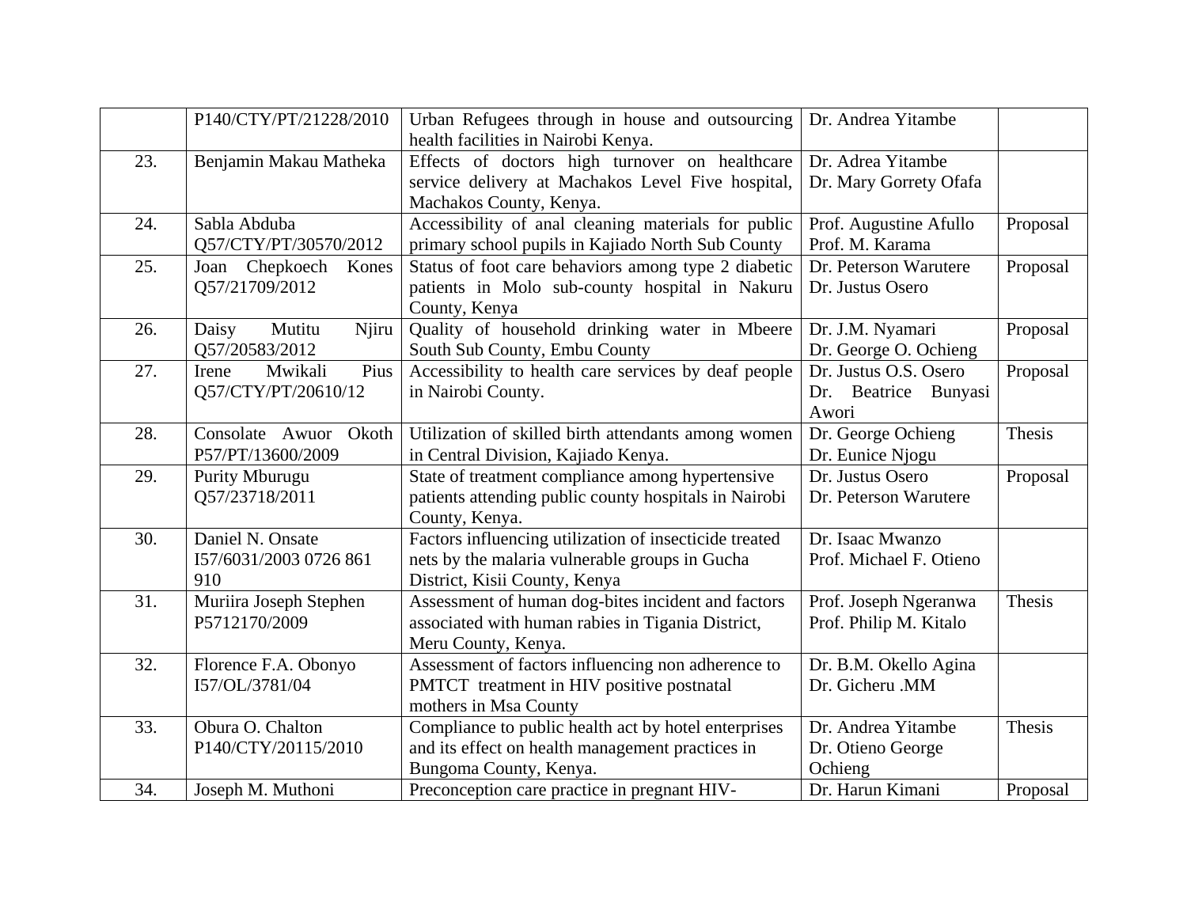| | | | | |
|---|---|---|---|---|
| | P140/CTY/PT/21228/2010 | Urban Refugees through in house and outsourcing health facilities in Nairobi Kenya. | Dr. Andrea Yitambe | |
| 23. | Benjamin Makau Matheka | Effects of doctors high turnover on healthcare service delivery at Machakos Level Five hospital, Machakos County, Kenya. | Dr. Adrea Yitambe<br>Dr. Mary Gorrety Ofafa | |
| 24. | Sabla Abduba<br>Q57/CTY/PT/30570/2012 | Accessibility of anal cleaning materials for public primary school pupils in Kajiado North Sub County | Prof. Augustine Afullo<br>Prof. M. Karama | Proposal |
| 25. | Joan Chepkoech Kones<br>Q57/21709/2012 | Status of foot care behaviors among type 2 diabetic patients in Molo sub-county hospital in Nakuru County, Kenya | Dr. Peterson Warutere<br>Dr. Justus Osero | Proposal |
| 26. | Daisy Mutitu Njiru<br>Q57/20583/2012 | Quality of household drinking water in Mbeere South Sub County, Embu County | Dr. J.M. Nyamari<br>Dr. George O. Ochieng | Proposal |
| 27. | Irene Mwikali Pius<br>Q57/CTY/PT/20610/12 | Accessibility to health care services by deaf people in Nairobi County. | Dr. Justus O.S. Osero<br>Dr. Beatrice Bunyasi Awori | Proposal |
| 28. | Consolate Awuor Okoth<br>P57/PT/13600/2009 | Utilization of skilled birth attendants among women in Central Division, Kajiado Kenya. | Dr. George Ochieng<br>Dr. Eunice Njogu | Thesis |
| 29. | Purity Mburugu<br>Q57/23718/2011 | State of treatment compliance among hypertensive patients attending public county hospitals in Nairobi County, Kenya. | Dr. Justus Osero<br>Dr. Peterson Warutere | Proposal |
| 30. | Daniel N. Onsate<br>I57/6031/2003 0726 861 910 | Factors influencing utilization of insecticide treated nets by the malaria vulnerable groups in Gucha District, Kisii County, Kenya | Dr. Isaac Mwanzo<br>Prof. Michael F. Otieno | |
| 31. | Muriira Joseph Stephen<br>P5712170/2009 | Assessment of human dog-bites incident and factors associated with human rabies in Tigania District, Meru County, Kenya. | Prof. Joseph Ngeranwa<br>Prof. Philip M. Kitalo | Thesis |
| 32. | Florence F.A. Obonyo<br>I57/OL/3781/04 | Assessment of factors influencing non adherence to PMTCT treatment in HIV positive postnatal mothers in Msa County | Dr. B.M. Okello Agina<br>Dr. Gicheru .MM | |
| 33. | Obura O. Chalton<br>P140/CTY/20115/2010 | Compliance to public health act by hotel enterprises and its effect on health management practices in Bungoma County, Kenya. | Dr. Andrea Yitambe<br>Dr. Otieno George Ochieng | Thesis |
| 34. | Joseph M. Muthoni | Preconception care practice in pregnant HIV- | Dr. Harun Kimani | Proposal |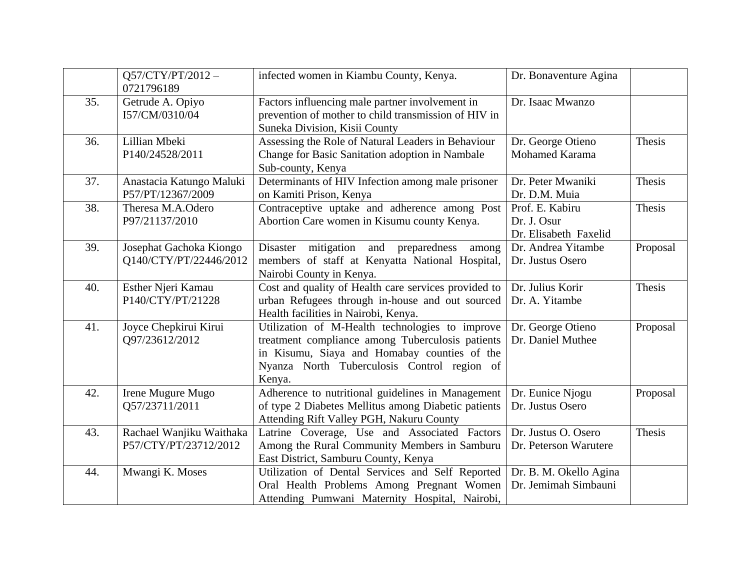|  |  |  |  |  |
|---|---|---|---|---|
|  | Q57/CTY/PT/2012 – 0721796189 | infected women in Kiambu County, Kenya. | Dr. Bonaventure Agina |  |
| 35. | Getrude A. Opiyo I57/CM/0310/04 | Factors influencing male partner involvement in prevention of mother to child transmission of HIV in Suneka Division, Kisii County | Dr. Isaac Mwanzo |  |
| 36. | Lillian Mbeki P140/24528/2011 | Assessing the Role of Natural Leaders in Behaviour Change for Basic Sanitation adoption in Nambale Sub-county, Kenya | Dr. George Otieno Mohamed Karama | Thesis |
| 37. | Anastacia Katungo Maluki P57/PT/12367/2009 | Determinants of HIV Infection among male prisoner on Kamiti Prison, Kenya | Dr. Peter Mwaniki Dr. D.M. Muia | Thesis |
| 38. | Theresa M.A.Odero P97/21137/2010 | Contraceptive uptake and adherence among Post Abortion Care women in Kisumu county Kenya. | Prof. E. Kabiru Dr. J. Osur Dr. Elisabeth Faxelid | Thesis |
| 39. | Josephat Gachoka Kiongo Q140/CTY/PT/22446/2012 | Disaster mitigation and preparedness among members of staff at Kenyatta National Hospital, Nairobi County in Kenya. | Dr. Andrea Yitambe Dr. Justus Osero | Proposal |
| 40. | Esther Njeri Kamau P140/CTY/PT/21228 | Cost and quality of Health care services provided to urban Refugees through in-house and out sourced Health facilities in Nairobi, Kenya. | Dr. Julius Korir Dr. A. Yitambe | Thesis |
| 41. | Joyce Chepkirui Kirui Q97/23612/2012 | Utilization of M-Health technologies to improve treatment compliance among Tuberculosis patients in Kisumu, Siaya and Homabay counties of the Nyanza North Tuberculosis Control region of Kenya. | Dr. George Otieno Dr. Daniel Muthee | Proposal |
| 42. | Irene Mugure Mugo Q57/23711/2011 | Adherence to nutritional guidelines in Management of type 2 Diabetes Mellitus among Diabetic patients Attending Rift Valley PGH, Nakuru County | Dr. Eunice Njogu Dr. Justus Osero | Proposal |
| 43. | Rachael Wanjiku Waithaka P57/CTY/PT/23712/2012 | Latrine Coverage, Use and Associated Factors Among the Rural Community Members in Samburu East District, Samburu County, Kenya | Dr. Justus O. Osero Dr. Peterson Warutere | Thesis |
| 44. | Mwangi K. Moses | Utilization of Dental Services and Self Reported Oral Health Problems Among Pregnant Women Attending Pumwani Maternity Hospital, Nairobi, | Dr. B. M. Okello Agina Dr. Jemimah Simbauni |  |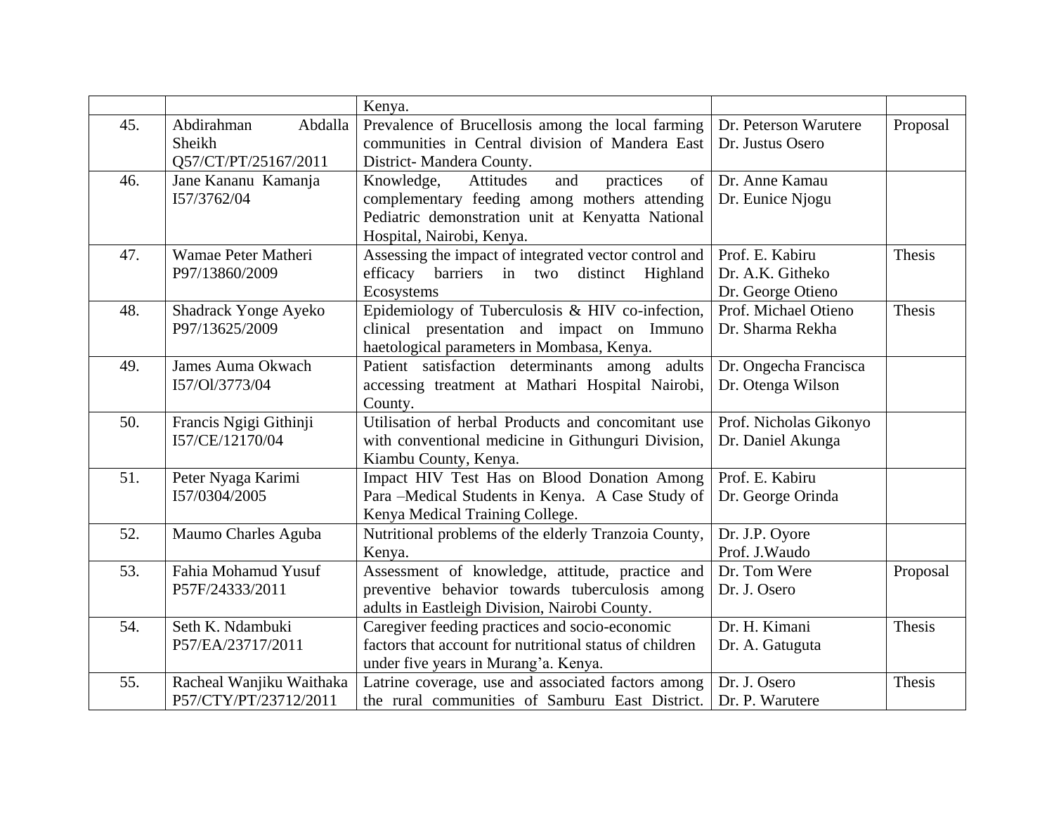| | | | | |
|---|---|---|---|---|
| | | Kenya. | | |
| 45. | Abdirahman Abdalla Sheikh Q57/CT/PT/25167/2011 | Prevalence of Brucellosis among the local farming communities in Central division of Mandera East District- Mandera County. | Dr. Peterson Warutere Dr. Justus Osero | Proposal |
| 46. | Jane Kananu Kamanja I57/3762/04 | Knowledge, Attitudes and practices of complementary feeding among mothers attending Pediatric demonstration unit at Kenyatta National Hospital, Nairobi, Kenya. | Dr. Anne Kamau Dr. Eunice Njogu | |
| 47. | Wamae Peter Matheri P97/13860/2009 | Assessing the impact of integrated vector control and efficacy barriers in two distinct Highland Ecosystems | Prof. E. Kabiru Dr. A.K. Githeko Dr. George Otieno | Thesis |
| 48. | Shadrack Yonge Ayeko P97/13625/2009 | Epidemiology of Tuberculosis & HIV co-infection, clinical presentation and impact on Immuno haetological parameters in Mombasa, Kenya. | Prof. Michael Otieno Dr. Sharma Rekha | Thesis |
| 49. | James Auma Okwach I57/Ol/3773/04 | Patient satisfaction determinants among adults accessing treatment at Mathari Hospital Nairobi, County. | Dr. Ongecha Francisca Dr. Otenga Wilson | |
| 50. | Francis Ngigi Githinji I57/CE/12170/04 | Utilisation of herbal Products and concomitant use with conventional medicine in Githunguri Division, Kiambu County, Kenya. | Prof. Nicholas Gikonyo Dr. Daniel Akunga | |
| 51. | Peter Nyaga Karimi I57/0304/2005 | Impact HIV Test Has on Blood Donation Among Para –Medical Students in Kenya. A Case Study of Kenya Medical Training College. | Prof. E. Kabiru Dr. George Orinda | |
| 52. | Maumo Charles Aguba | Nutritional problems of the elderly Tranzoia County, Kenya. | Dr. J.P. Oyore Prof. J.Waudo | |
| 53. | Fahia Mohamud Yusuf P57F/24333/2011 | Assessment of knowledge, attitude, practice and preventive behavior towards tuberculosis among adults in Eastleigh Division, Nairobi County. | Dr. Tom Were Dr. J. Osero | Proposal |
| 54. | Seth K. Ndambuki P57/EA/23717/2011 | Caregiver feeding practices and socio-economic factors that account for nutritional status of children under five years in Murang'a. Kenya. | Dr. H. Kimani Dr. A. Gatuguta | Thesis |
| 55. | Racheal Wanjiku Waithaka P57/CTY/PT/23712/2011 | Latrine coverage, use and associated factors among the rural communities of Samburu East District. | Dr. J. Osero Dr. P. Warutere | Thesis |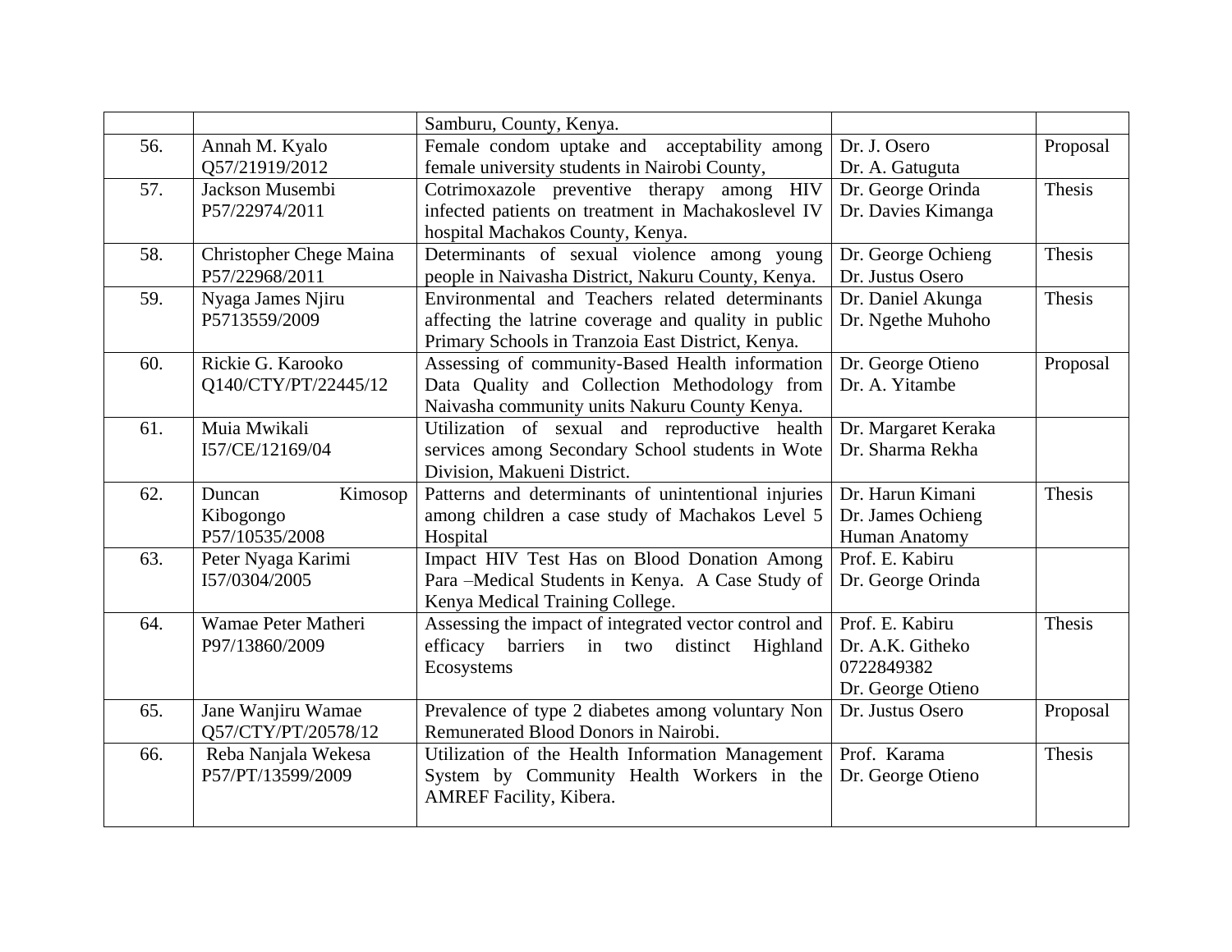| | | Samburu, County, Kenya. | | |
|---|---|---|---|---|
| 56. | Annah M. Kyalo Q57/21919/2012 | Female condom uptake and acceptability among female university students in Nairobi County, | Dr. J. Osero Dr. A. Gatuguta | Proposal |
| 57. | Jackson Musembi P57/22974/2011 | Cotrimoxazole preventive therapy among HIV infected patients on treatment in Machakoslevel IV hospital Machakos County, Kenya. | Dr. George Orinda Dr. Davies Kimanga | Thesis |
| 58. | Christopher Chege Maina P57/22968/2011 | Determinants of sexual violence among young people in Naivasha District, Nakuru County, Kenya. | Dr. George Ochieng Dr. Justus Osero | Thesis |
| 59. | Nyaga James Njiru P5713559/2009 | Environmental and Teachers related determinants affecting the latrine coverage and quality in public Primary Schools in Tranzoia East District, Kenya. | Dr. Daniel Akunga Dr. Ngethe Muhoho | Thesis |
| 60. | Rickie G. Karooko Q140/CTY/PT/22445/12 | Assessing of community-Based Health information Data Quality and Collection Methodology from Naivasha community units Nakuru County Kenya. | Dr. George Otieno Dr. A. Yitambe | Proposal |
| 61. | Muia Mwikali I57/CE/12169/04 | Utilization of sexual and reproductive health services among Secondary School students in Wote Division, Makueni District. | Dr. Margaret Keraka Dr. Sharma Rekha | |
| 62. | Duncan Kimosop Kibogongo P57/10535/2008 | Patterns and determinants of unintentional injuries among children a case study of Machakos Level 5 Hospital | Dr. Harun Kimani Dr. James Ochieng Human Anatomy | Thesis |
| 63. | Peter Nyaga Karimi I57/0304/2005 | Impact HIV Test Has on Blood Donation Among Para –Medical Students in Kenya. A Case Study of Kenya Medical Training College. | Prof. E. Kabiru Dr. George Orinda | |
| 64. | Wamae Peter Matheri P97/13860/2009 | Assessing the impact of integrated vector control and efficacy barriers in two distinct Highland Ecosystems | Prof. E. Kabiru Dr. A.K. Githeko 0722849382 Dr. George Otieno | Thesis |
| 65. | Jane Wanjiru Wamae Q57/CTY/PT/20578/12 | Prevalence of type 2 diabetes among voluntary Non Remunerated Blood Donors in Nairobi. | Dr. Justus Osero | Proposal |
| 66. | Reba Nanjala Wekesa P57/PT/13599/2009 | Utilization of the Health Information Management System by Community Health Workers in the AMREF Facility, Kibera. | Prof. Karama Dr. George Otieno | Thesis |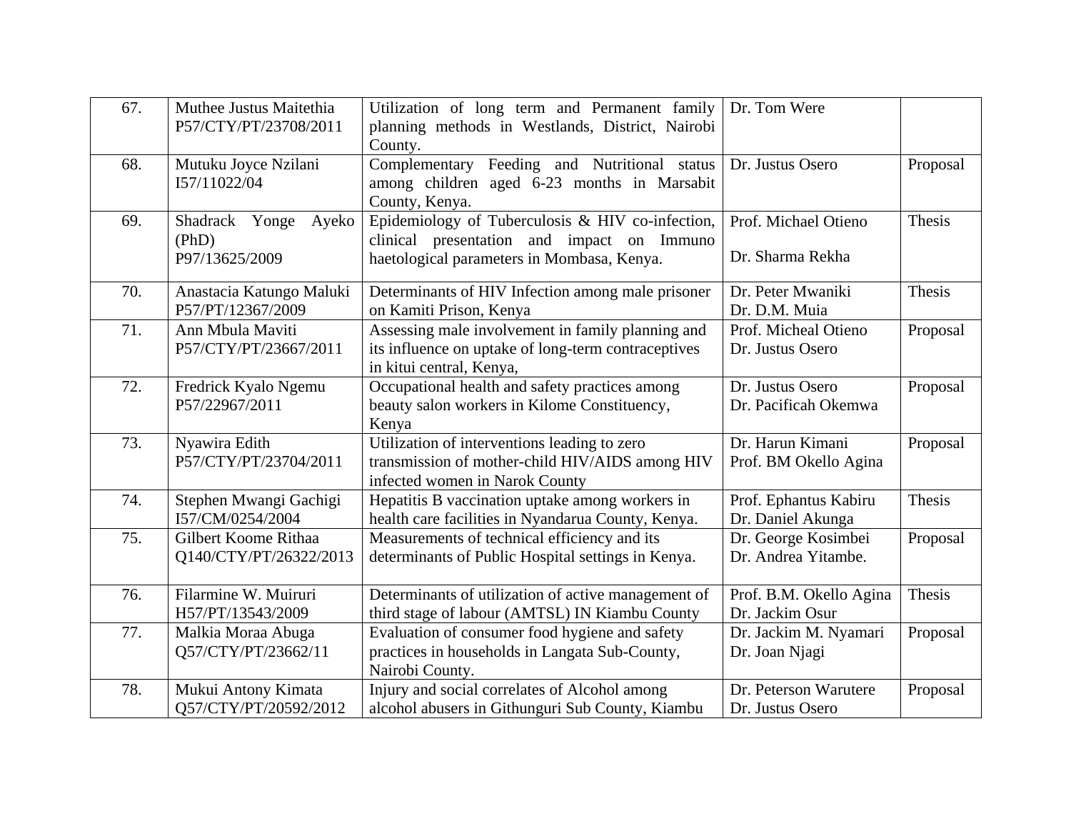| 67. | Muthee Justus Maitethia<br>P57/CTY/PT/23708/2011 | Utilization of long term and Permanent family planning methods in Westlands, District, Nairobi County. | Dr. Tom Were | |
|---|---|---|---|---|
| 68. | Mutuku Joyce Nzilani<br>I57/11022/04 | Complementary Feeding and Nutritional status among children aged 6-23 months in Marsabit County, Kenya. | Dr. Justus Osero | Proposal |
| 69. | Shadrack Yonge Ayeko (PhD)<br>P97/13625/2009 | Epidemiology of Tuberculosis & HIV co-infection, clinical presentation and impact on Immuno haetological parameters in Mombasa, Kenya. | Prof. Michael Otieno<br>Dr. Sharma Rekha | Thesis |
| 70. | Anastacia Katungo Maluki<br>P57/PT/12367/2009 | Determinants of HIV Infection among male prisoner on Kamiti Prison, Kenya | Dr. Peter Mwaniki<br>Dr. D.M. Muia | Thesis |
| 71. | Ann Mbula Maviti<br>P57/CTY/PT/23667/2011 | Assessing male involvement in family planning and its influence on uptake of long-term contraceptives in kitui central, Kenya, | Prof. Micheal Otieno<br>Dr. Justus Osero | Proposal |
| 72. | Fredrick Kyalo Ngemu<br>P57/22967/2011 | Occupational health and safety practices among beauty salon workers in Kilome Constituency, Kenya | Dr. Justus Osero<br>Dr. Pacificah Okemwa | Proposal |
| 73. | Nyawira Edith<br>P57/CTY/PT/23704/2011 | Utilization of interventions leading to zero transmission of mother-child HIV/AIDS among HIV infected women in Narok County | Dr. Harun Kimani<br>Prof. BM Okello Agina | Proposal |
| 74. | Stephen Mwangi Gachigi<br>I57/CM/0254/2004 | Hepatitis B vaccination uptake among workers in health care facilities in Nyandarua County, Kenya. | Prof. Ephantus Kabiru<br>Dr. Daniel Akunga | Thesis |
| 75. | Gilbert Koome Rithaa<br>Q140/CTY/PT/26322/2013 | Measurements of technical efficiency and its determinants of Public Hospital settings in Kenya. | Dr. George Kosimbei<br>Dr. Andrea Yitambe. | Proposal |
| 76. | Filarmine W. Muiruri<br>H57/PT/13543/2009 | Determinants of utilization of active management of third stage of labour (AMTSL) IN Kiambu County | Prof. B.M. Okello Agina<br>Dr. Jackim Osur | Thesis |
| 77. | Malkia Moraa Abuga<br>Q57/CTY/PT/23662/11 | Evaluation of consumer food hygiene and safety practices in households in Langata Sub-County, Nairobi County. | Dr. Jackim M. Nyamari<br>Dr. Joan Njagi | Proposal |
| 78. | Mukui Antony Kimata<br>Q57/CTY/PT/20592/2012 | Injury and social correlates of Alcohol among alcohol abusers in Githunguri Sub County, Kiambu | Dr. Peterson Warutere<br>Dr. Justus Osero | Proposal |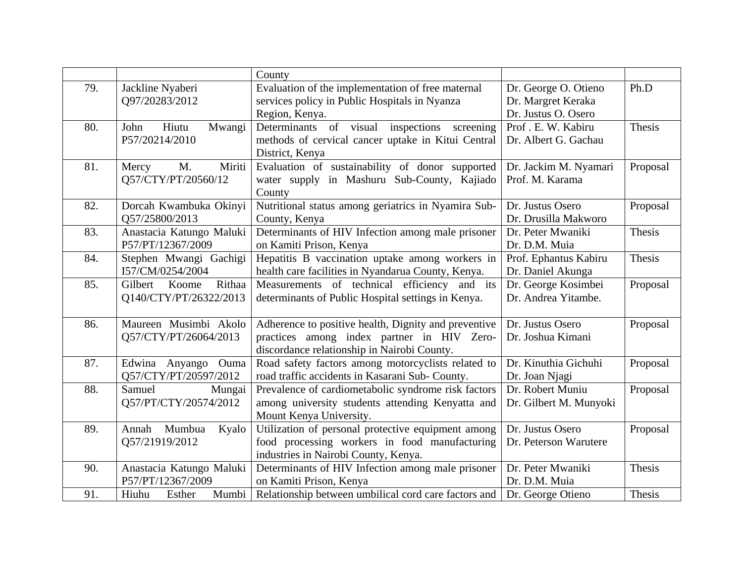| | | County | | |
|---|---|---|---|---|
| 79. | Jackline Nyaberi Q97/20283/2012 | Evaluation of the implementation of free maternal services policy in Public Hospitals in Nyanza Region, Kenya. | Dr. George O. Otieno Dr. Margret Keraka Dr. Justus O. Osero | Ph.D |
| 80. | John Hiutu Mwangi P57/20214/2010 | Determinants of visual inspections screening methods of cervical cancer uptake in Kitui Central District, Kenya | Prof . E. W. Kabiru Dr. Albert G. Gachau | Thesis |
| 81. | Mercy M. Miriti Q57/CTY/PT/20560/12 | Evaluation of sustainability of donor supported water supply in Mashuru Sub-County, Kajiado County | Dr. Jackim M. Nyamari Prof. M. Karama | Proposal |
| 82. | Dorcah Kwambuka Okinyi Q57/25800/2013 | Nutritional status among geriatrics in Nyamira Sub-County, Kenya | Dr. Justus Osero Dr. Drusilla Makworo | Proposal |
| 83. | Anastacia Katungo Maluki P57/PT/12367/2009 | Determinants of HIV Infection among male prisoner on Kamiti Prison, Kenya | Dr. Peter Mwaniki Dr. D.M. Muia | Thesis |
| 84. | Stephen Mwangi Gachigi I57/CM/0254/2004 | Hepatitis B vaccination uptake among workers in health care facilities in Nyandarua County, Kenya. | Prof. Ephantus Kabiru Dr. Daniel Akunga | Thesis |
| 85. | Gilbert Koome Rithaa Q140/CTY/PT/26322/2013 | Measurements of technical efficiency and its determinants of Public Hospital settings in Kenya. | Dr. George Kosimbei Dr. Andrea Yitambe. | Proposal |
| 86. | Maureen Musimbi Akolo Q57/CTY/PT/26064/2013 | Adherence to positive health, Dignity and preventive practices among index partner in HIV Zero-discordance relationship in Nairobi County. | Dr. Justus Osero Dr. Joshua Kimani | Proposal |
| 87. | Edwina Anyango Ouma Q57/CTY/PT/20597/2012 | Road safety factors among motorcyclists related to road traffic accidents in Kasarani Sub- County. | Dr. Kinuthia Gichuhi Dr. Joan Njagi | Proposal |
| 88. | Samuel Mungai Q57/PT/CTY/20574/2012 | Prevalence of cardiometabolic syndrome risk factors among university students attending Kenyatta and Mount Kenya University. | Dr. Robert Muniu Dr. Gilbert M. Munyoki | Proposal |
| 89. | Annah Mumbua Kyalo Q57/21919/2012 | Utilization of personal protective equipment among food processing workers in food manufacturing industries in Nairobi County, Kenya. | Dr. Justus Osero Dr. Peterson Warutere | Proposal |
| 90. | Anastacia Katungo Maluki P57/PT/12367/2009 | Determinants of HIV Infection among male prisoner on Kamiti Prison, Kenya | Dr. Peter Mwaniki Dr. D.M. Muia | Thesis |
| 91. | Hiuhu Esther Mumbi | Relationship between umbilical cord care factors and | Dr. George Otieno | Thesis |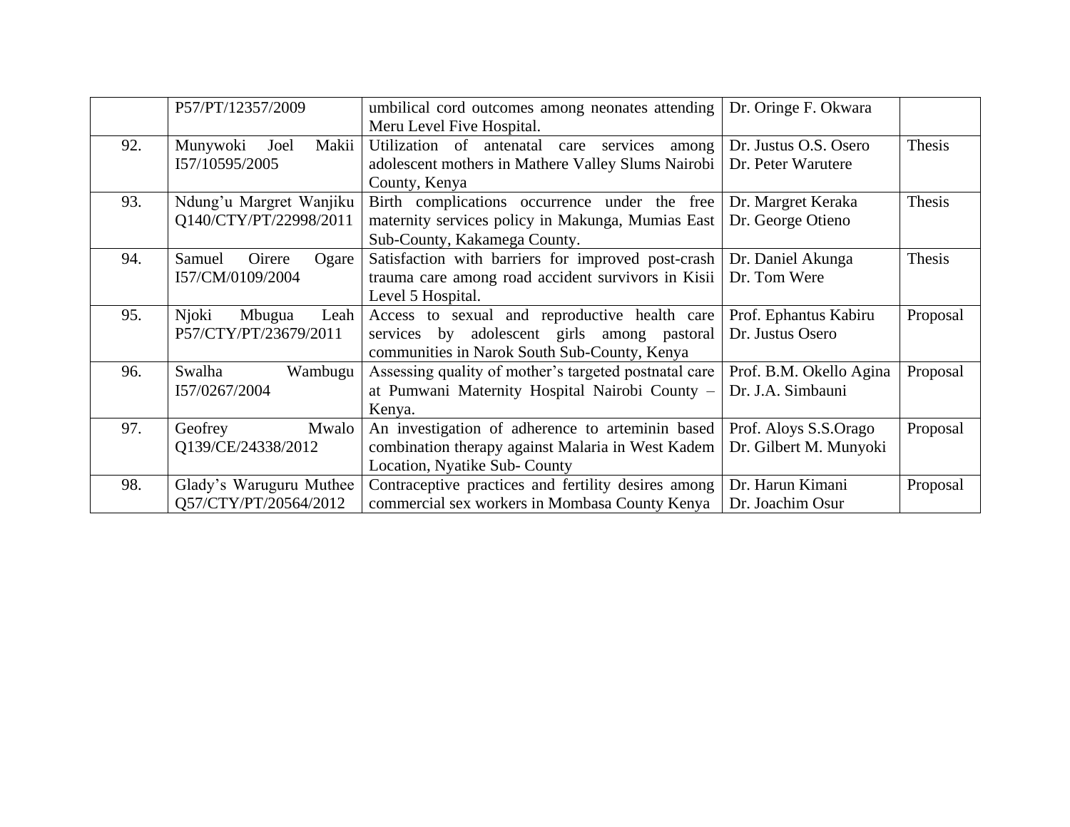| | | | | |
|---|---|---|---|---|
| | P57/PT/12357/2009 | umbilical cord outcomes among neonates attending Meru Level Five Hospital. | Dr. Oringe F. Okwara | |
| 92. | Munywoki Joel Makii I57/10595/2005 | Utilization of antenatal care services among adolescent mothers in Mathere Valley Slums Nairobi County, Kenya | Dr. Justus O.S. Osero<br>Dr. Peter Warutere | Thesis |
| 93. | Ndung'u Margret Wanjiku Q140/CTY/PT/22998/2011 | Birth complications occurrence under the free maternity services policy in Makunga, Mumias East Sub-County, Kakamega County. | Dr. Margret Keraka<br>Dr. George Otieno | Thesis |
| 94. | Samuel Oirere Ogare I57/CM/0109/2004 | Satisfaction with barriers for improved post-crash trauma care among road accident survivors in Kisii Level 5 Hospital. | Dr. Daniel Akunga<br>Dr. Tom Were | Thesis |
| 95. | Njoki Mbugua Leah P57/CTY/PT/23679/2011 | Access to sexual and reproductive health care services by adolescent girls among pastoral communities in Narok South Sub-County, Kenya | Prof. Ephantus Kabiru<br>Dr. Justus Osero | Proposal |
| 96. | Swalha Wambugu I57/0267/2004 | Assessing quality of mother's targeted postnatal care at Pumwani Maternity Hospital Nairobi County – Kenya. | Prof. B.M. Okello Agina<br>Dr. J.A. Simbauni | Proposal |
| 97. | Geofrey Mwalo Q139/CE/24338/2012 | An investigation of adherence to arteminin based combination therapy against Malaria in West Kadem Location, Nyatike Sub- County | Prof. Aloys S.S.Orago<br>Dr. Gilbert M. Munyoki | Proposal |
| 98. | Glady's Waruguru Muthee Q57/CTY/PT/20564/2012 | Contraceptive practices and fertility desires among commercial sex workers in Mombasa County Kenya | Dr. Harun Kimani<br>Dr. Joachim Osur | Proposal |